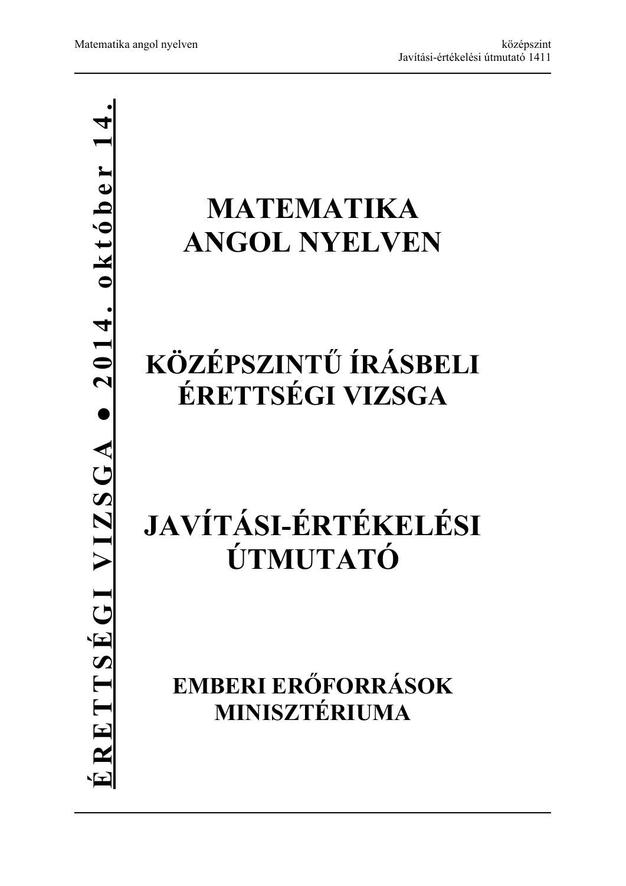**ÉRETTSÉGI VIZSGA ● 2014. október 14.**

# MATEMATIKA ANGOL NYELVEN

# KÖZÉPSZINTŰ ÍRÁSBELI ÉRETTSÉGI VIZSGA

# JAVÍTÁSI-ÉRTÉKELÉSI ÚTMUTATÓ

## EMBERI ERŐFORRÁSOK MINISZTÉRIUMA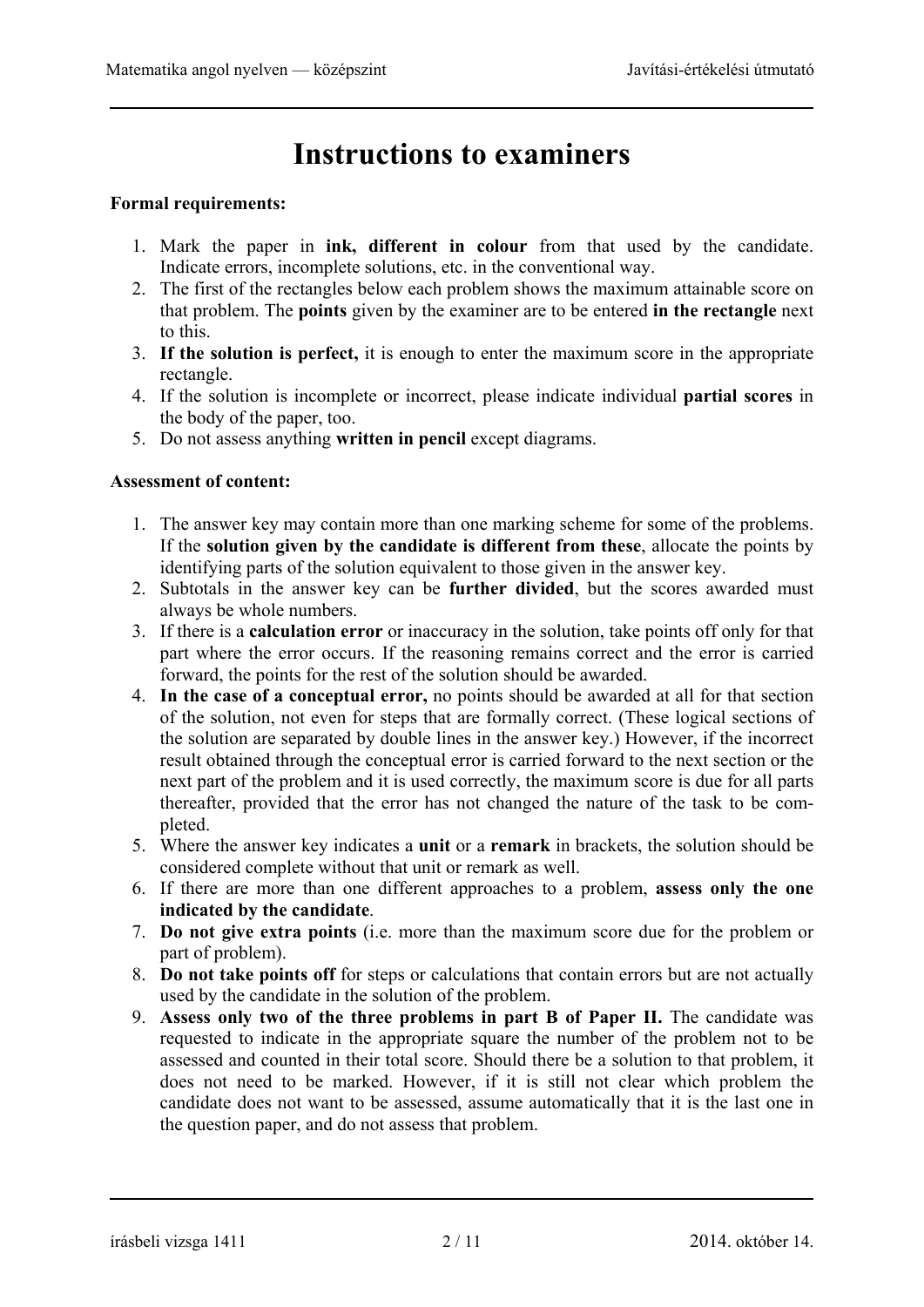# Instructions to examiners

**Formal requirements:**

1. Mark the paper in **ink, different in colour** from that used by the candidate. Indicate errors, incomplete solutions, etc. in the conventional way.
2. The first of the rectangles below each problem shows the maximum attainable score on that problem. The **points** given by the examiner are to be entered **in the rectangle** next to this.
3. **If the solution is perfect,** it is enough to enter the maximum score in the appropriate rectangle.
4. If the solution is incomplete or incorrect, please indicate individual **partial scores** in the body of the paper, too.
5. Do not assess anything **written in pencil** except diagrams.

**Assessment of content:**

1. The answer key may contain more than one marking scheme for some of the problems. If the **solution given by the candidate is different from these**, allocate the points by identifying parts of the solution equivalent to those given in the answer key.
2. Subtotals in the answer key can be **further divided**, but the scores awarded must always be whole numbers.
3. If there is a **calculation error** or inaccuracy in the solution, take points off only for that part where the error occurs. If the reasoning remains correct and the error is carried forward, the points for the rest of the solution should be awarded.
4. **In the case of a conceptual error,** no points should be awarded at all for that section of the solution, not even for steps that are formally correct. (These logical sections of the solution are separated by double lines in the answer key.) However, if the incorrect result obtained through the conceptual error is carried forward to the next section or the next part of the problem and it is used correctly, the maximum score is due for all parts thereafter, provided that the error has not changed the nature of the task to be completed.
5. Where the answer key indicates a **unit** or a **remark** in brackets, the solution should be considered complete without that unit or remark as well.
6. If there are more than one different approaches to a problem, **assess only the one indicated by the candidate**.
7. **Do not give extra points** (i.e. more than the maximum score due for the problem or part of problem).
8. **Do not take points off** for steps or calculations that contain errors but are not actually used by the candidate in the solution of the problem.
9. **Assess only two of the three problems in part B of Paper II.** The candidate was requested to indicate in the appropriate square the number of the problem not to be assessed and counted in their total score. Should there be a solution to that problem, it does not need to be marked. However, if it is still not clear which problem the candidate does not want to be assessed, assume automatically that it is the last one in the question paper, and do not assess that problem.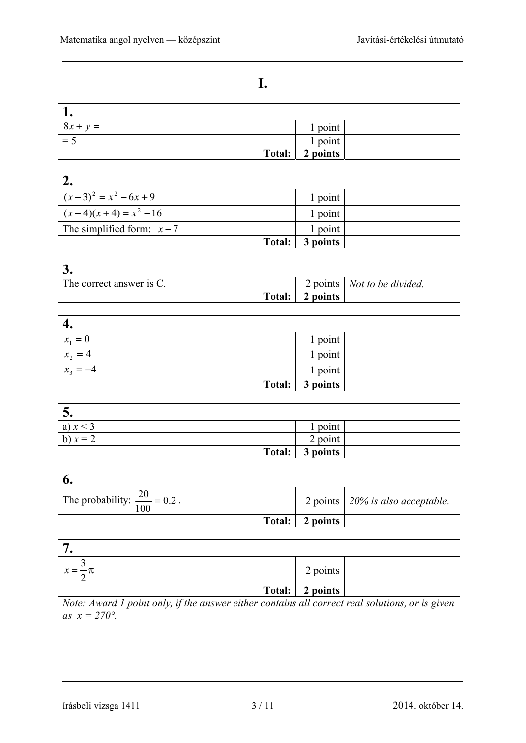# I.

| **1.** | | |
|---|---|---|
| $8x + y =$ | 1 point | |
| $= 5$ | 1 point | |
| **Total:** | **2 points** | |

| **2.** | | |
|---|---|---|
| $(x-3)^2 = x^2 - 6x + 9$ | 1 point | |
| $(x-4)(x+4) = x^2 - 16$ | 1 point | |
| The simplified form: $x - 7$ | 1 point | |
| **Total:** | **3 points** | |

| **3.** | | |
|---|---|---|
| The correct answer is C. | 2 points | *Not to be divided.* |
| **Total:** | **2 points** | |

| **4.** | | |
|---|---|---|
| $x_1 = 0$ | 1 point | |
| $x_2 = 4$ | 1 point | |
| $x_3 = -4$ | 1 point | |
| **Total:** | **3 points** | |

| **5.** | | |
|---|---|---|
| a) $x < 3$ | 1 point | |
| b) $x = 2$ | 2 point | |
| **Total:** | **3 points** | |

| **6.** | | |
|---|---|---|
| The probability: $\frac{20}{100} = 0.2$. | 2 points | *20% is also acceptable.* |
| **Total:** | **2 points** | |

| **7.** | | |
|---|---|---|
| $x = \frac{3}{2}\pi$ | 2 points | |
| **Total:** | **2 points** | |

*Note: Award 1 point only, if the answer either contains all correct real solutions, or is given as $x = 270°$.*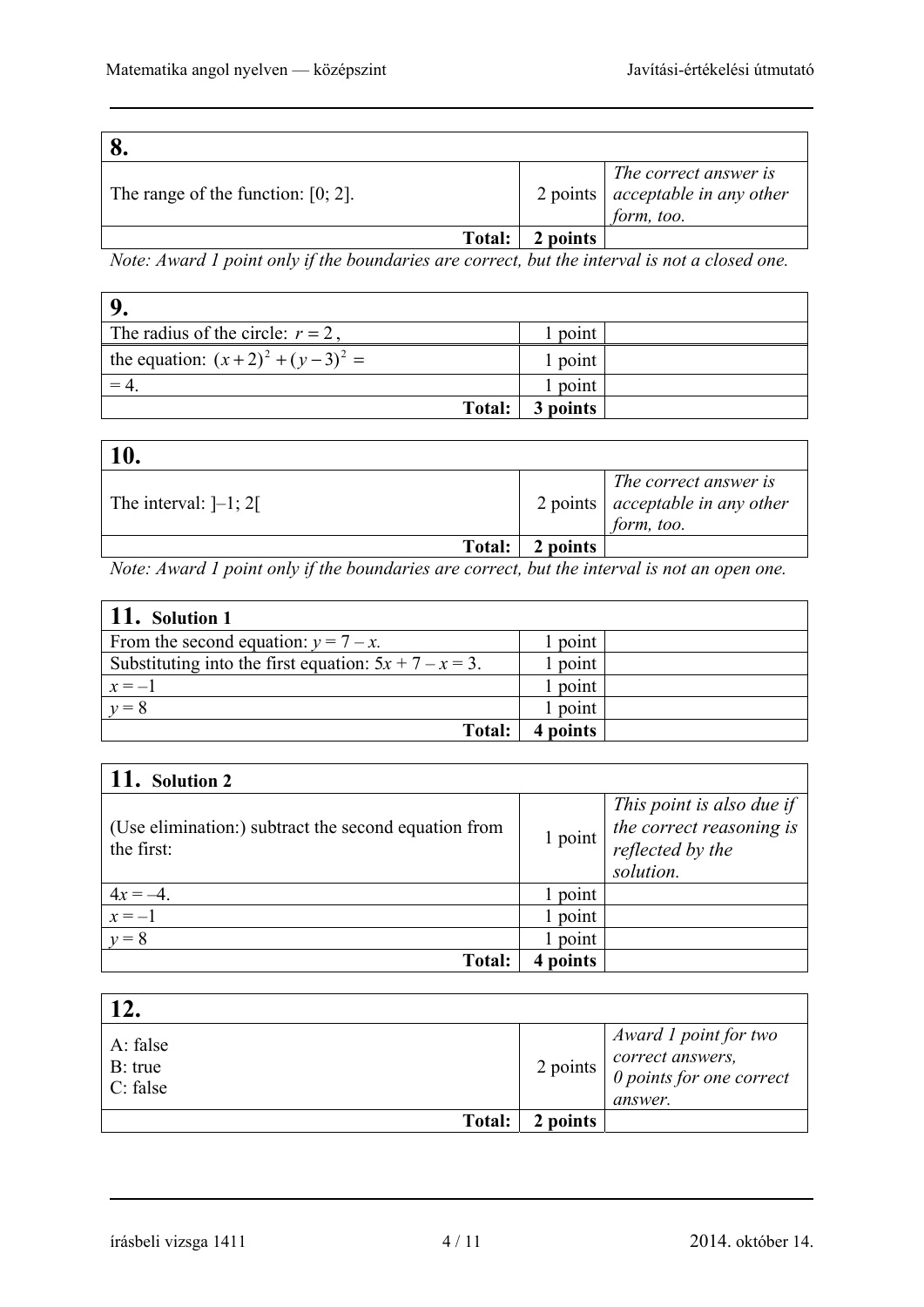| **8.** | | |
|---|---|---|
| The range of the function: [0; 2]. | 2 points | *The correct answer is acceptable in any other form, too.* |
| **Total:** | **2 points** | |

*Note: Award 1 point only if the boundaries are correct, but the interval is not a closed one.*

| **9.** | | |
|---|---|---|
| The radius of the circle: $r = 2$, | 1 point | |
| the equation: $(x+2)^2 + (y-3)^2 =$ | 1 point | |
| $= 4$. | 1 point | |
| **Total:** | **3 points** | |

| **10.** | | |
|---|---|---|
| The interval: ]–1; 2[ | 2 points | *The correct answer is acceptable in any other form, too.* |
| **Total:** | **2 points** | |

*Note: Award 1 point only if the boundaries are correct, but the interval is not an open one.*

| **11. Solution 1** | | |
|---|---|---|
| From the second equation: $y = 7 - x$. | 1 point | |
| Substituting into the first equation: $5x + 7 - x = 3$. | 1 point | |
| $x = -1$ | 1 point | |
| $y = 8$ | 1 point | |
| **Total:** | **4 points** | |

| **11. Solution 2** | | |
|---|---|---|
| (Use elimination:) subtract the second equation from the first: | 1 point | *This point is also due if the correct reasoning is reflected by the solution.* |
| $4x = -4$. | 1 point | |
| $x = -1$ | 1 point | |
| $y = 8$ | 1 point | |
| **Total:** | **4 points** | |

| **12.** | | |
|---|---|---|
| A: false<br>B: true<br>C: false | 2 points | *Award 1 point for two correct answers, 0 points for one correct answer.* |
| **Total:** | **2 points** | |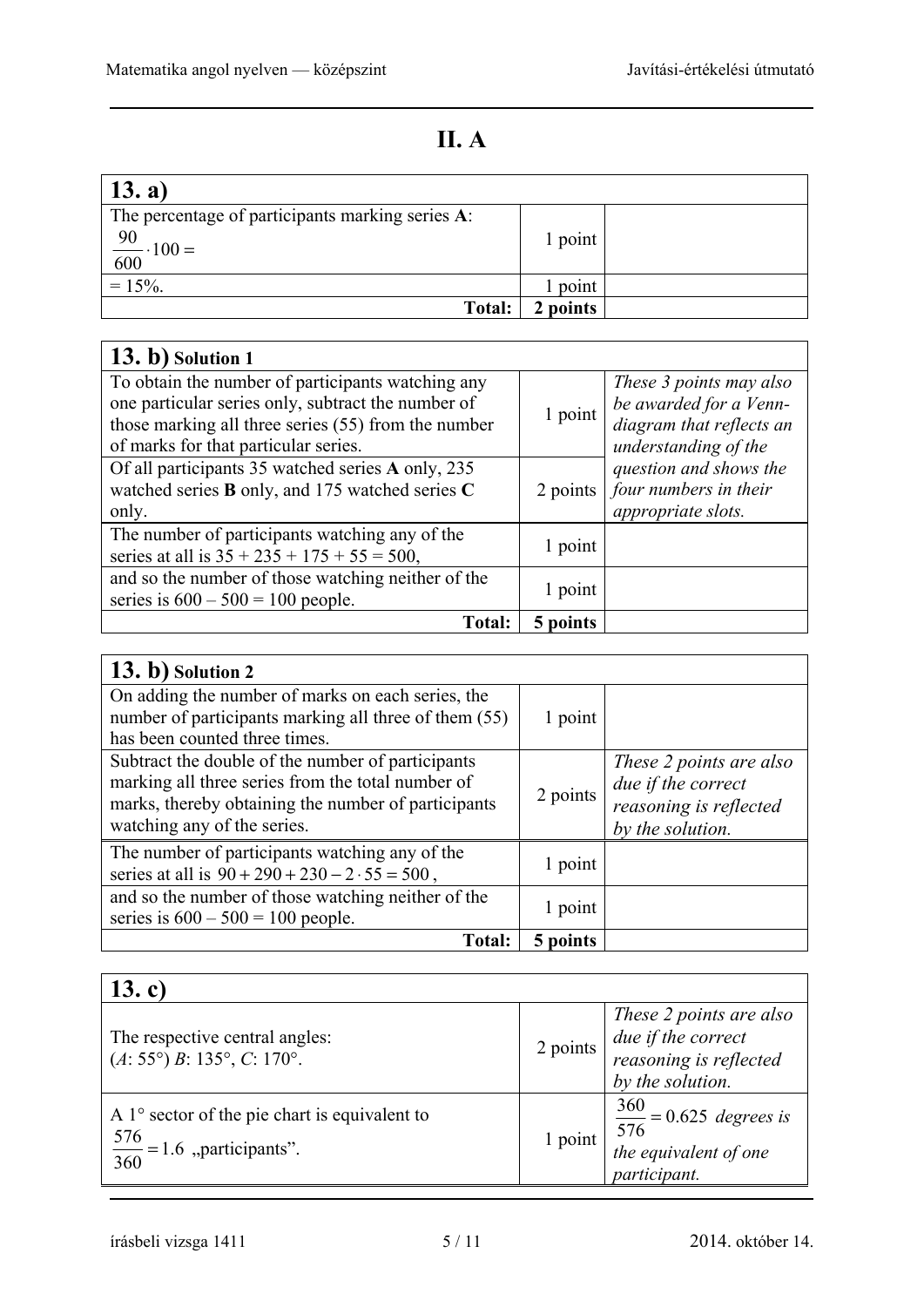# II. A

| 13. a) | | |
|---|---|---|
| The percentage of participants marking series **A**: $\frac{90}{600} \cdot 100 =$ | 1 point | |
| $= 15\%$. | 1 point | |
| **Total:** | **2 points** | |

| 13. b) Solution 1 | | |
|---|---|---|
| To obtain the number of participants watching any one particular series only, subtract the number of those marking all three series (55) from the number of marks for that particular series. | 1 point | *These 3 points may also be awarded for a Venn-diagram that reflects an understanding of the question and shows the four numbers in their appropriate slots.* |
| Of all participants 35 watched series **A** only, 235 watched series **B** only, and 175 watched series **C** only. | 2 points | |
| The number of participants watching any of the series at all is 35 + 235 + 175 + 55 = 500, | 1 point | |
| and so the number of those watching neither of the series is 600 – 500 = 100 people. | 1 point | |
| **Total:** | **5 points** | |

| 13. b) Solution 2 | | |
|---|---|---|
| On adding the number of marks on each series, the number of participants marking all three of them (55) has been counted three times. | 1 point | |
| Subtract the double of the number of participants marking all three series from the total number of marks, thereby obtaining the number of participants watching any of the series. | 2 points | *These 2 points are also due if the correct reasoning is reflected by the solution.* |
| The number of participants watching any of the series at all is $90 + 290 + 230 - 2 \cdot 55 = 500$, | 1 point | |
| and so the number of those watching neither of the series is 600 – 500 = 100 people. | 1 point | |
| **Total:** | **5 points** | |

| 13. c) | | |
|---|---|---|
| The respective central angles: (*A*: 55°) *B*: 135°, *C*: 170°. | 2 points | *These 2 points are also due if the correct reasoning is reflected by the solution.* |
| A 1° sector of the pie chart is equivalent to $\frac{576}{360} = 1.6$ „participants”. | 1 point | $\frac{360}{576} = 0.625$ *degrees is the equivalent of one participant.* |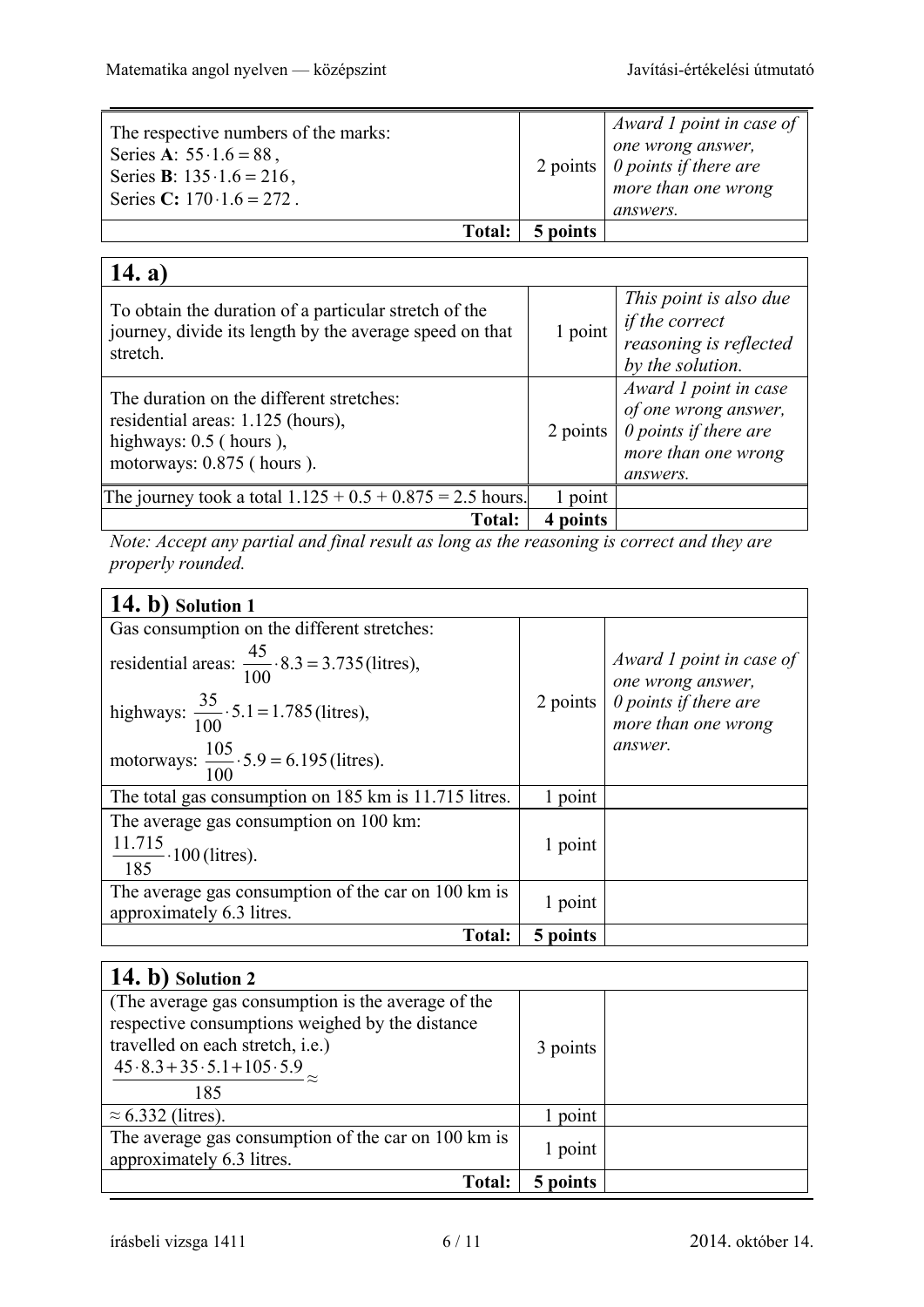| | | |
|---|---|---|
| The respective numbers of the marks:<br>Series **A**: $55 \cdot 1.6 = 88$,<br>Series **B**: $135 \cdot 1.6 = 216$,<br>Series **C:** $170 \cdot 1.6 = 272$. | 2 points | *Award 1 point in case of one wrong answer, 0 points if there are more than one wrong answers.* |
| **Total:** | **5 points** | |

| **14. a)** | | |
|---|---|---|
| To obtain the duration of a particular stretch of the journey, divide its length by the average speed on that stretch. | 1 point | *This point is also due if the correct reasoning is reflected by the solution.* |
| The duration on the different stretches:<br>residential areas: 1.125 (hours),<br>highways: 0.5 ( hours ),<br>motorways: 0.875 ( hours ). | 2 points | *Award 1 point in case of one wrong answer, 0 points if there are more than one wrong answers.* |
| The journey took a total $1.125 + 0.5 + 0.875 = 2.5$ hours. | 1 point | |
| **Total:** | **4 points** | |

*Note: Accept any partial and final result as long as the reasoning is correct and they are properly rounded.*

| **14. b) Solution 1** | | |
|---|---|---|
| Gas consumption on the different stretches:<br>residential areas: $\frac{45}{100} \cdot 8.3 = 3.735$ (litres),<br>highways: $\frac{35}{100} \cdot 5.1 = 1.785$ (litres),<br>motorways: $\frac{105}{100} \cdot 5.9 = 6.195$ (litres). | 2 points | *Award 1 point in case of one wrong answer, 0 points if there are more than one wrong answer.* |
| The total gas consumption on 185 km is 11.715 litres. | 1 point | |
| The average gas consumption on 100 km:<br>$\frac{11.715}{185} \cdot 100$ (litres). | 1 point | |
| The average gas consumption of the car on 100 km is approximately 6.3 litres. | 1 point | |
| **Total:** | **5 points** | |

| **14. b) Solution 2** | | |
|---|---|---|
| (The average gas consumption is the average of the respective consumptions weighed by the distance travelled on each stretch, i.e.)<br>$\frac{45 \cdot 8.3 + 35 \cdot 5.1 + 105 \cdot 5.9}{185} \approx$ | 3 points | |
| $\approx 6.332$ (litres). | 1 point | |
| The average gas consumption of the car on 100 km is approximately 6.3 litres. | 1 point | |
| **Total:** | **5 points** | |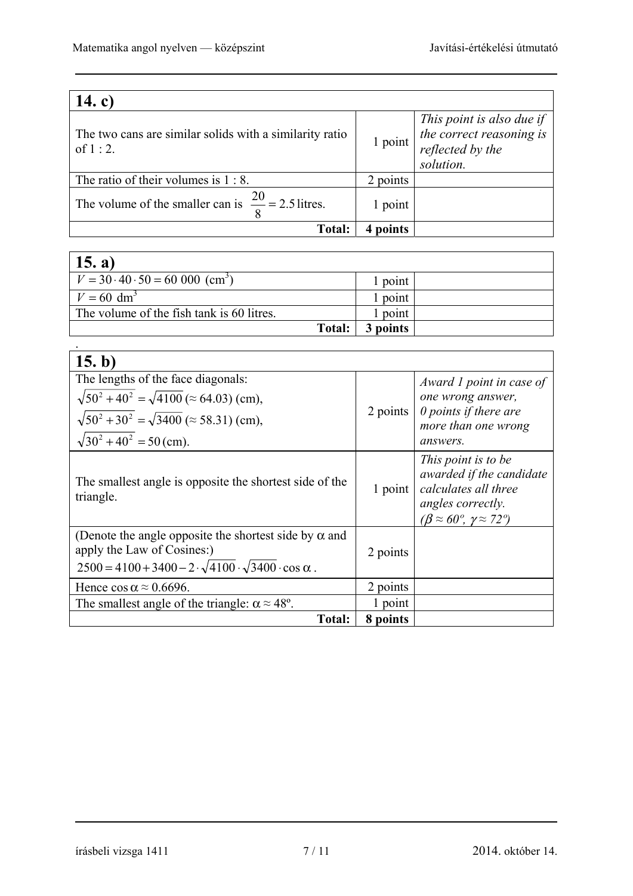| 14. c) | | |
|---|---|---|
| The two cans are similar solids with a similarity ratio of 1 : 2. | 1 point | *This point is also due if the correct reasoning is reflected by the solution.* |
| The ratio of their volumes is 1 : 8. | 2 points | |
| The volume of the smaller can is $\frac{20}{8} = 2.5$ litres. | 1 point | |
| **Total:** | **4 points** | |

| 15. a) | | |
|---|---|---|
| $V = 30 \cdot 40 \cdot 50 = 60\ 000\ (\text{cm}^3)$ | 1 point | |
| $V = 60\ \text{dm}^3$ | 1 point | |
| The volume of the fish tank is 60 litres. | 1 point | |
| **Total:** | **3 points** | |

.

| 15. b) | | |
|---|---|---|
| The lengths of the face diagonals: $\sqrt{50^2 + 40^2} = \sqrt{4100}$ ($\approx 64.03$) (cm), $\sqrt{50^2 + 30^2} = \sqrt{3400}$ ($\approx 58.31$) (cm), $\sqrt{30^2 + 40^2} = 50$ (cm). | 2 points | *Award 1 point in case of one wrong answer, 0 points if there are more than one wrong answers.* |
| The smallest angle is opposite the shortest side of the triangle. | 1 point | *This point is to be awarded if the candidate calculates all three angles correctly. ($\beta \approx 60^\circ$, $\gamma \approx 72^\circ$)* |
| (Denote the angle opposite the shortest side by $\alpha$ and apply the Law of Cosines:) $2500 = 4100 + 3400 - 2 \cdot \sqrt{4100} \cdot \sqrt{3400} \cdot \cos\alpha$. | 2 points | |
| Hence $\cos\alpha \approx 0.6696$. | 2 points | |
| The smallest angle of the triangle: $\alpha \approx 48^\circ$. | 1 point | |
| **Total:** | **8 points** | |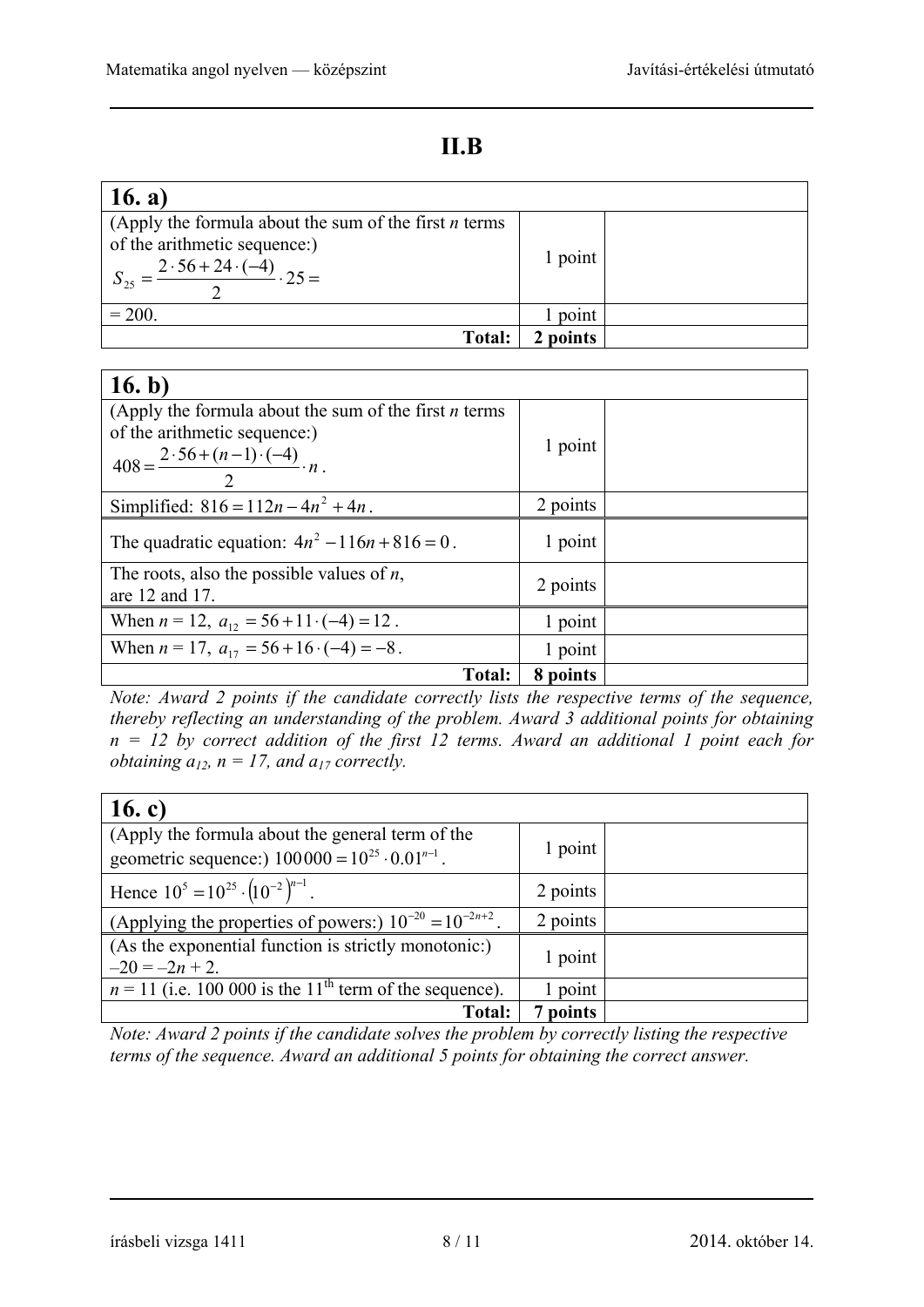# II.B

| **16. a)** | | |
|---|---|---|
| (Apply the formula about the sum of the first $n$ terms of the arithmetic sequence:) $S_{25} = \frac{2 \cdot 56 + 24 \cdot (-4)}{2} \cdot 25 =$ | 1 point | |
| $= 200$. | 1 point | |
| **Total:** | **2 points** | |

| **16. b)** | | |
|---|---|---|
| (Apply the formula about the sum of the first $n$ terms of the arithmetic sequence:) $408 = \frac{2 \cdot 56 + (n-1) \cdot (-4)}{2} \cdot n$. | 1 point | |
| Simplified: $816 = 112n - 4n^2 + 4n$. | 2 points | |
| The quadratic equation: $4n^2 - 116n + 816 = 0$. | 1 point | |
| The roots, also the possible values of $n$, are 12 and 17. | 2 points | |
| When $n = 12$, $a_{12} = 56 + 11 \cdot (-4) = 12$. | 1 point | |
| When $n = 17$, $a_{17} = 56 + 16 \cdot (-4) = -8$. | 1 point | |
| **Total:** | **8 points** | |

*Note: Award 2 points if the candidate correctly lists the respective terms of the sequence, thereby reflecting an understanding of the problem. Award 3 additional points for obtaining n = 12 by correct addition of the first 12 terms. Award an additional 1 point each for obtaining $a_{12}$, n = 17, and $a_{17}$ correctly.*

| **16. c)** | | |
|---|---|---|
| (Apply the formula about the general term of the geometric sequence:) $100\,000 = 10^{25} \cdot 0.01^{n-1}$. | 1 point | |
| Hence $10^5 = 10^{25} \cdot \left(10^{-2}\right)^{n-1}$. | 2 points | |
| (Applying the properties of powers:) $10^{-20} = 10^{-2n+2}$. | 2 points | |
| (As the exponential function is strictly monotonic:) $-20 = -2n + 2$. | 1 point | |
| $n = 11$ (i.e. 100 000 is the 11th term of the sequence). | 1 point | |
| **Total:** | **7 points** | |

*Note: Award 2 points if the candidate solves the problem by correctly listing the respective terms of the sequence. Award an additional 5 points for obtaining the correct answer.*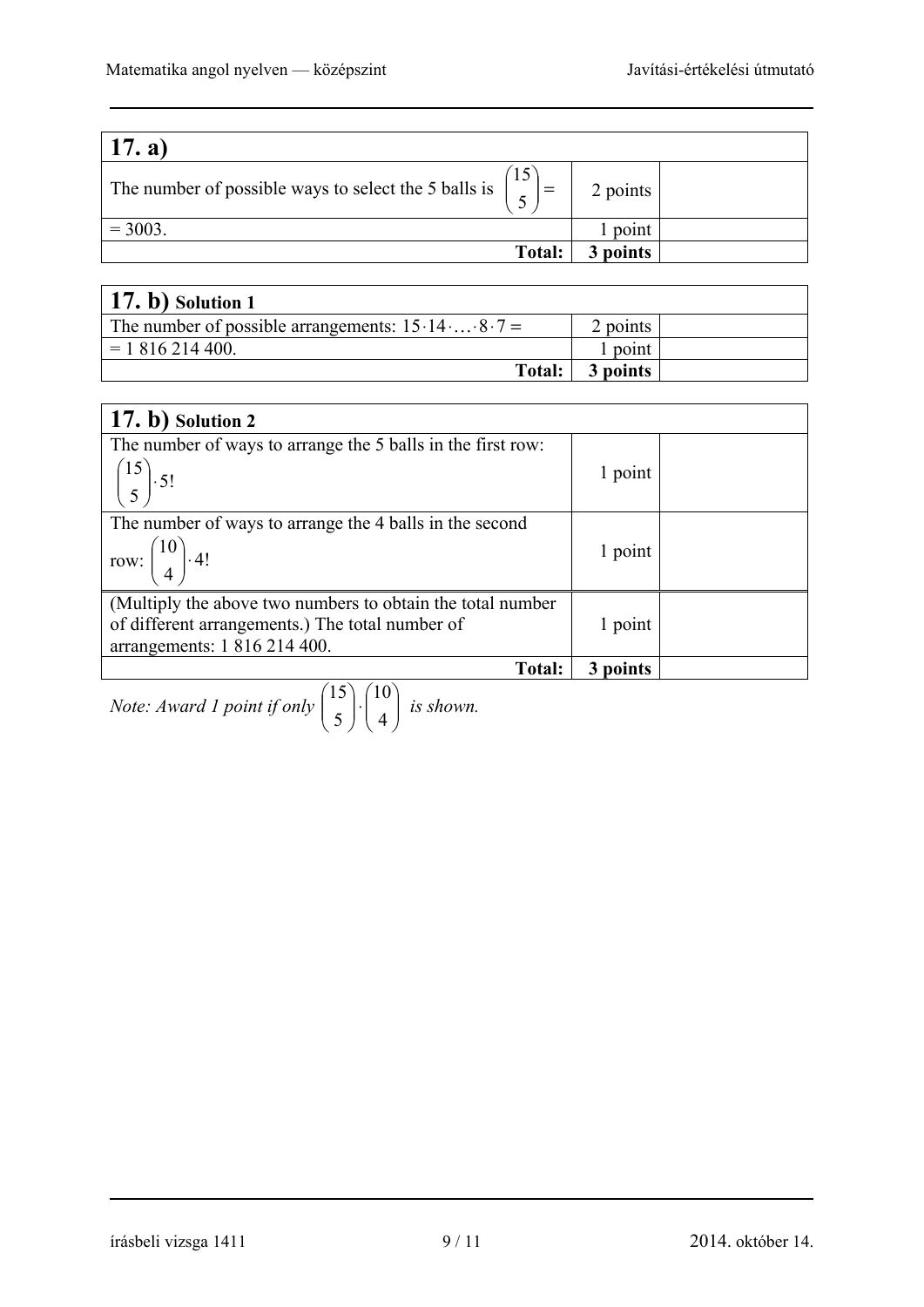| **17. a)** | | |
|---|---|---|
| The number of possible ways to select the 5 balls is $\binom{15}{5} =$ | 2 points | |
| $= 3003.$ | 1 point | |
| **Total:** | **3 points** | |

| **17. b)** **Solution 1** | | |
|---|---|---|
| The number of possible arrangements: $15 \cdot 14 \cdot \ldots \cdot 8 \cdot 7 =$ | 2 points | |
| $= 1\,816\,214\,400.$ | 1 point | |
| **Total:** | **3 points** | |

| **17. b)** **Solution 2** | | |
|---|---|---|
| The number of ways to arrange the 5 balls in the first row: $\binom{15}{5} \cdot 5!$ | 1 point | |
| The number of ways to arrange the 4 balls in the second row: $\binom{10}{4} \cdot 4!$ | 1 point | |
| (Multiply the above two numbers to obtain the total number of different arrangements.) The total number of arrangements: 1 816 214 400. | 1 point | |
| **Total:** | **3 points** | |

*Note: Award 1 point if only* $\binom{15}{5} \cdot \binom{10}{4}$ *is shown.*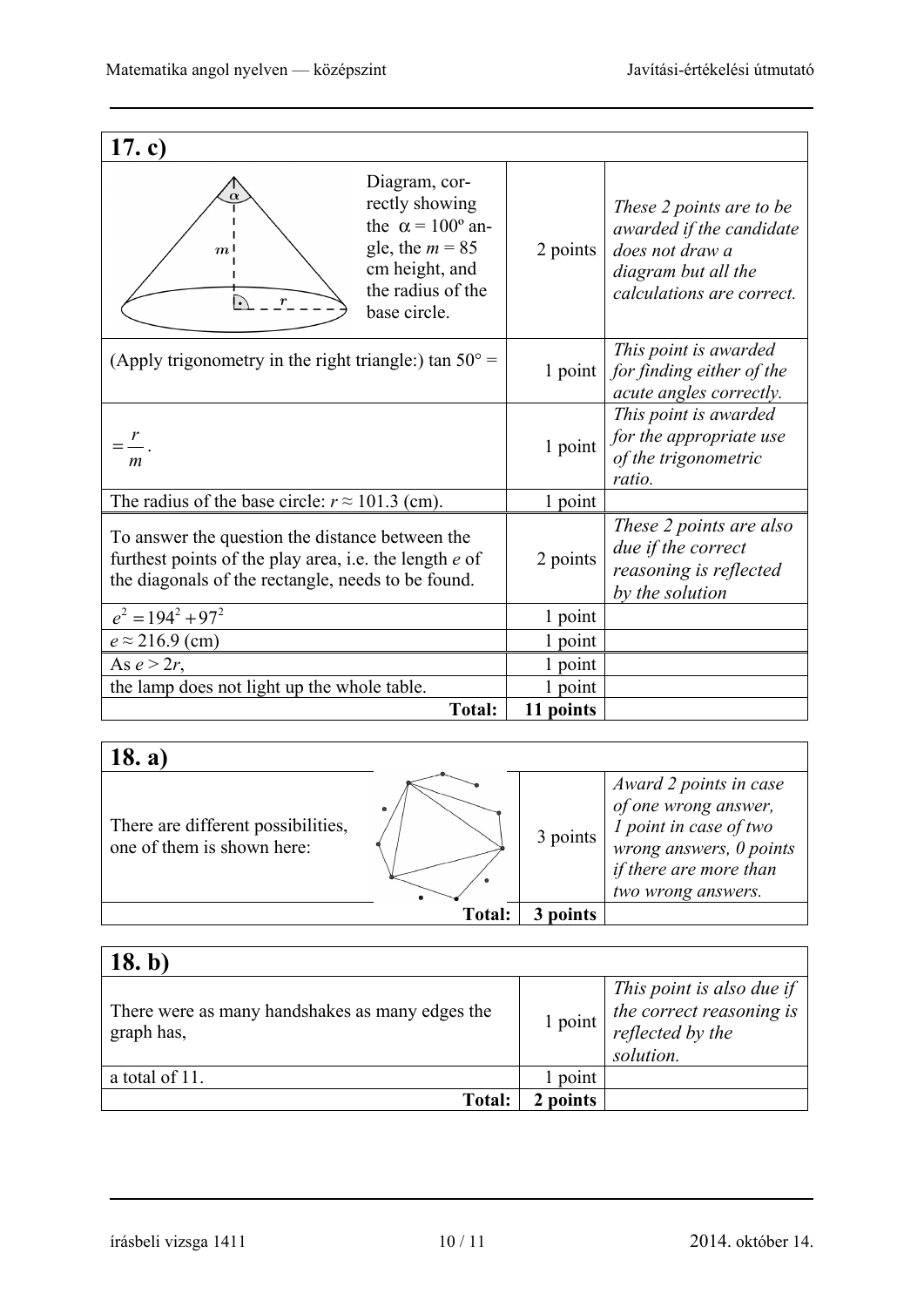| 17. c) | | |
|---|---|---|
| Diagram, correctly showing the $\alpha = 100°$ angle, the $m = 85$ cm height, and the radius of the base circle. | 2 points | *These 2 points are to be awarded if the candidate does not draw a diagram but all the calculations are correct.* |
| (Apply trigonometry in the right triangle:) $\tan 50° =$ | 1 point | *This point is awarded for finding either of the acute angles correctly.* |
| $= \frac{r}{m}$. | 1 point | *This point is awarded for the appropriate use of the trigonometric ratio.* |
| The radius of the base circle: $r \approx 101.3$ (cm). | 1 point | |
| To answer the question the distance between the furthest points of the play area, i.e. the length $e$ of the diagonals of the rectangle, needs to be found. | 2 points | *These 2 points are also due if the correct reasoning is reflected by the solution* |
| $e^2 = 194^2 + 97^2$ | 1 point | |
| $e \approx 216.9$ (cm) | 1 point | |
| As $e > 2r$, | 1 point | |
| the lamp does not light up the whole table. | 1 point | |
| **Total:** | **11 points** | |

| 18. a) | | |
|---|---|---|
| There are different possibilities, one of them is shown here: | 3 points | *Award 2 points in case of one wrong answer, 1 point in case of two wrong answers, 0 points if there are more than two wrong answers.* |
| **Total:** | **3 points** | |

| 18. b) | | |
|---|---|---|
| There were as many handshakes as many edges the graph has, | 1 point | *This point is also due if the correct reasoning is reflected by the solution.* |
| a total of 11. | 1 point | |
| **Total:** | **2 points** | |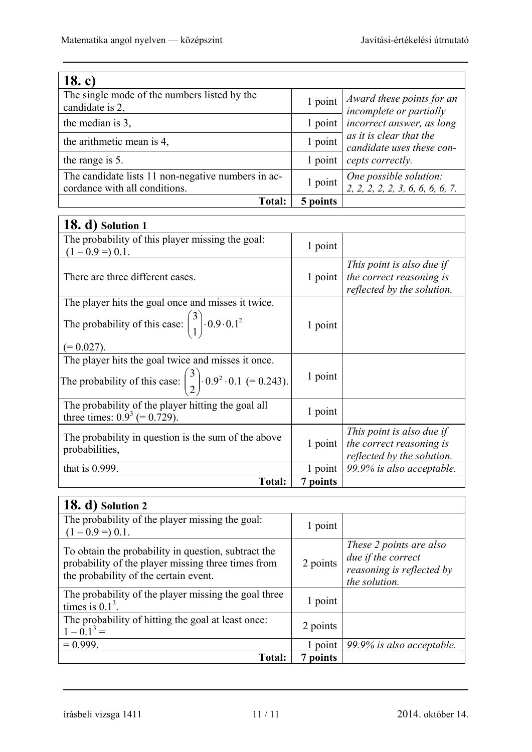| **18. c)** | | |
|---|---|---|
| The single mode of the numbers listed by the candidate is 2, | 1 point | *Award these points for an incomplete or partially incorrect answer, as long as it is clear that the candidate uses these concepts correctly.* |
| the median is 3, | 1 point | |
| the arithmetic mean is 4, | 1 point | |
| the range is 5. | 1 point | |
| The candidate lists 11 non-negative numbers in accordance with all conditions. | 1 point | *One possible solution: 2, 2, 2, 2, 2, 3, 6, 6, 6, 6, 7.* |
| **Total:** | **5 points** | |

| **18. d) Solution 1** | | |
|---|---|---|
| The probability of this player missing the goal: $(1 - 0.9 =)\ 0.1$. | 1 point | |
| There are three different cases. | 1 point | *This point is also due if the correct reasoning is reflected by the solution.* |
| The player hits the goal once and misses it twice. The probability of this case: $\binom{3}{1} \cdot 0.9 \cdot 0.1^2$ $(= 0.027)$. | 1 point | |
| The player hits the goal twice and misses it once. The probability of this case: $\binom{3}{2} \cdot 0.9^2 \cdot 0.1$ $(= 0.243)$. | 1 point | |
| The probability of the player hitting the goal all three times: $0.9^3$ $(= 0.729)$. | 1 point | |
| The probability in question is the sum of the above probabilities, | 1 point | *This point is also due if the correct reasoning is reflected by the solution.* |
| that is 0.999. | 1 point | *99.9% is also acceptable.* |
| **Total:** | **7 points** | |

| **18. d) Solution 2** | | |
|---|---|---|
| The probability of the player missing the goal: $(1 - 0.9 =)\ 0.1$. | 1 point | |
| To obtain the probability in question, subtract the probability of the player missing three times from the probability of the certain event. | 2 points | *These 2 points are also due if the correct reasoning is reflected by the solution.* |
| The probability of the player missing the goal three times is $0.1^3$. | 1 point | |
| The probability of hitting the goal at least once: $1 - 0.1^3 =$ | 2 points | |
| $= 0.999$. | 1 point | *99.9% is also acceptable.* |
| **Total:** | **7 points** | |